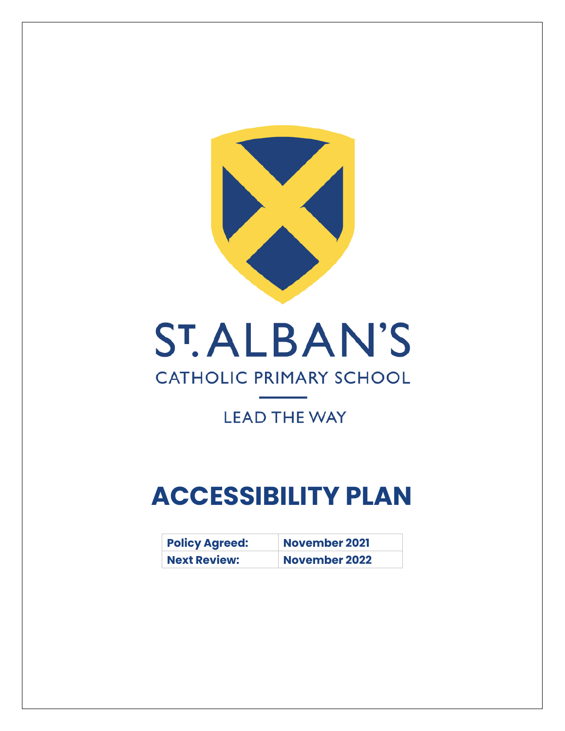ST. ALBAN'S

CATHOLIC PRIMARY SCHOOL

LEAD THE WAY

# ACCESSIBILITY PLAN

| Policy Agreed: | November 2021 |
|---|---|
| Next Review: | November 2022 |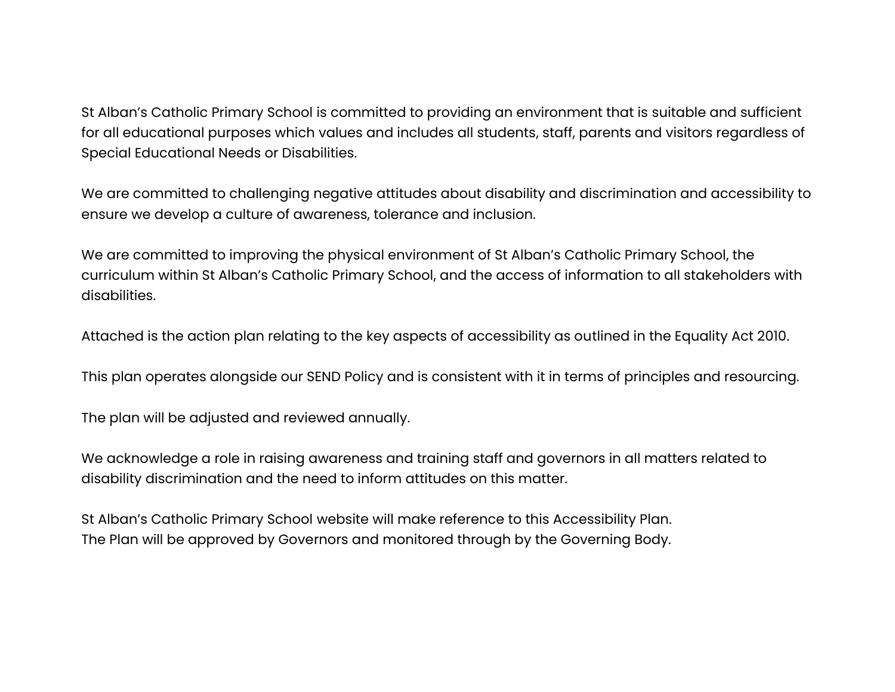St Alban’s Catholic Primary School is committed to providing an environment that is suitable and sufficient for all educational purposes which values and includes all students, staff, parents and visitors regardless of Special Educational Needs or Disabilities.

We are committed to challenging negative attitudes about disability and discrimination and accessibility to ensure we develop a culture of awareness, tolerance and inclusion.

We are committed to improving the physical environment of St Alban’s Catholic Primary School, the curriculum within St Alban’s Catholic Primary School, and the access of information to all stakeholders with disabilities.

Attached is the action plan relating to the key aspects of accessibility as outlined in the Equality Act 2010.

This plan operates alongside our SEND Policy and is consistent with it in terms of principles and resourcing.

The plan will be adjusted and reviewed annually.

We acknowledge a role in raising awareness and training staff and governors in all matters related to disability discrimination and the need to inform attitudes on this matter.

St Alban’s Catholic Primary School website will make reference to this Accessibility Plan.
The Plan will be approved by Governors and monitored through by the Governing Body.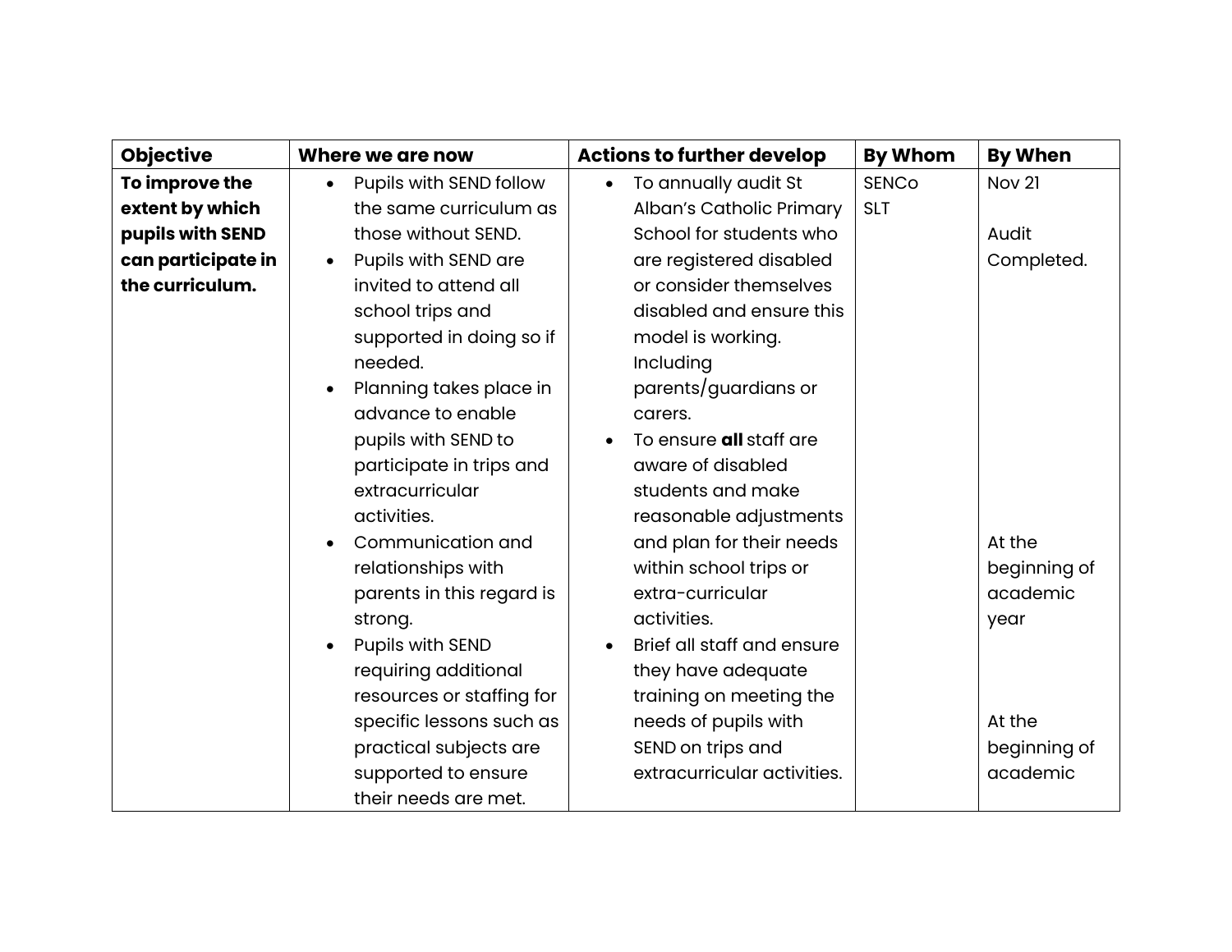| Objective | Where we are now | Actions to further develop | By Whom | By When |
|---|---|---|---|---|
| **To improve the extent by which pupils with SEND can participate in the curriculum.** | • Pupils with SEND follow the same curriculum as those without SEND.<br>• Pupils with SEND are invited to attend all school trips and supported in doing so if needed.<br>• Planning takes place in advance to enable pupils with SEND to participate in trips and extracurricular activities.<br>• Communication and relationships with parents in this regard is strong.<br>• Pupils with SEND requiring additional resources or staffing for specific lessons such as practical subjects are supported to ensure their needs are met. | • To annually audit St Alban's Catholic Primary School for students who are registered disabled or consider themselves disabled and ensure this model is working. Including parents/guardians or carers.<br>• To ensure **all** staff are aware of disabled students and make reasonable adjustments and plan for their needs within school trips or extra-curricular activities.<br>• Brief all staff and ensure they have adequate training on meeting the needs of pupils with SEND on trips and extracurricular activities. | SENCo<br>SLT | Nov 21<br><br>Audit Completed.<br><br>At the beginning of academic year<br><br>At the beginning of academic |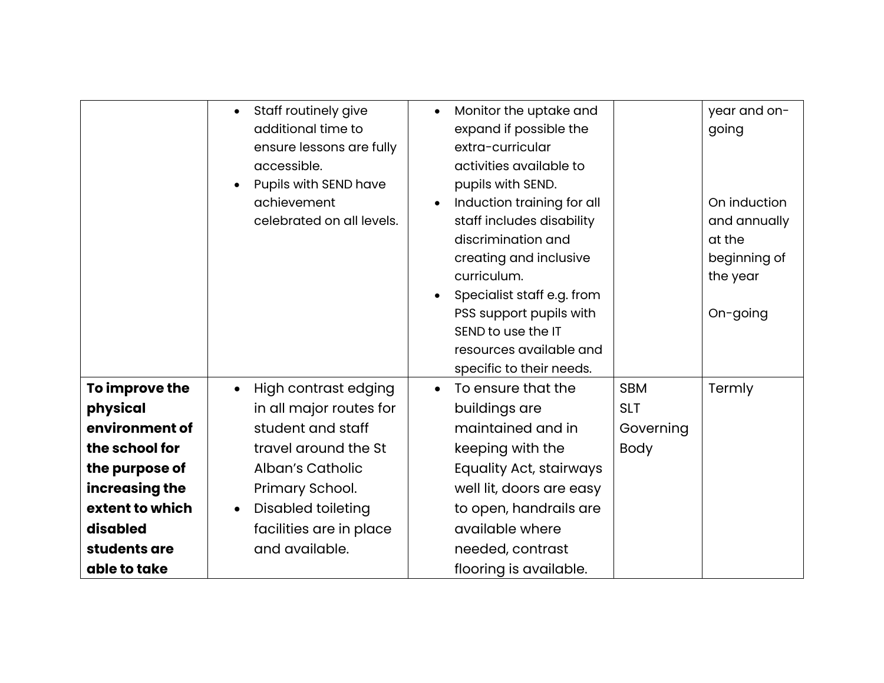| | | | | |
|---|---|---|---|---|
| | • Staff routinely give additional time to ensure lessons are fully accessible.<br>• Pupils with SEND have achievement celebrated on all levels. | • Monitor the uptake and expand if possible the extra-curricular activities available to pupils with SEND.<br>• Induction training for all staff includes disability discrimination and creating and inclusive curriculum.<br>• Specialist staff e.g. from PSS support pupils with SEND to use the IT resources available and specific to their needs. | | year and on-going<br><br>On induction and annually at the beginning of the year<br><br>On-going |
| **To improve the physical environment of the school for the purpose of increasing the extent to which disabled students are able to take** | • High contrast edging in all major routes for student and staff travel around the St Alban's Catholic Primary School.<br>• Disabled toileting facilities are in place and available. | • To ensure that the buildings are maintained and in keeping with the Equality Act, stairways well lit, doors are easy to open, handrails are available where needed, contrast flooring is available. | SBM<br>SLT<br>Governing Body | Termly |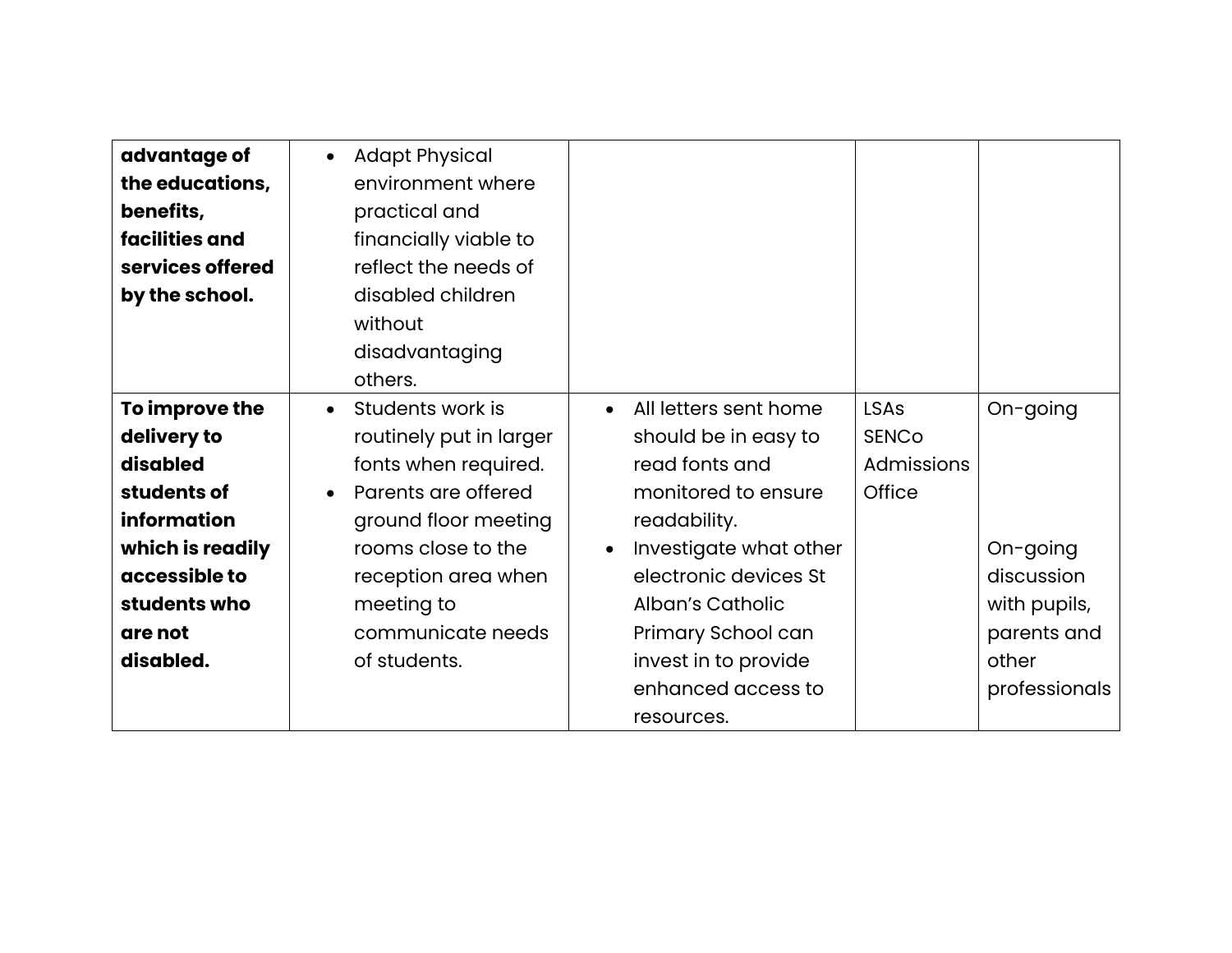| | | | | |
|---|---|---|---|---|
| **advantage of the educations, benefits, facilities and services offered by the school.** | • Adapt Physical environment where practical and financially viable to reflect the needs of disabled children without disadvantaging others. | | | |
| **To improve the delivery to disabled students of information which is readily accessible to students who are not disabled.** | • Students work is routinely put in larger fonts when required.<br>• Parents are offered ground floor meeting rooms close to the reception area when meeting to communicate needs of students. | • All letters sent home should be in easy to read fonts and monitored to ensure readability.<br>• Investigate what other electronic devices St Alban's Catholic Primary School can invest in to provide enhanced access to resources. | LSAs<br>SENCo<br>Admissions Office | On-going<br><br>On-going discussion with pupils, parents and other professionals |